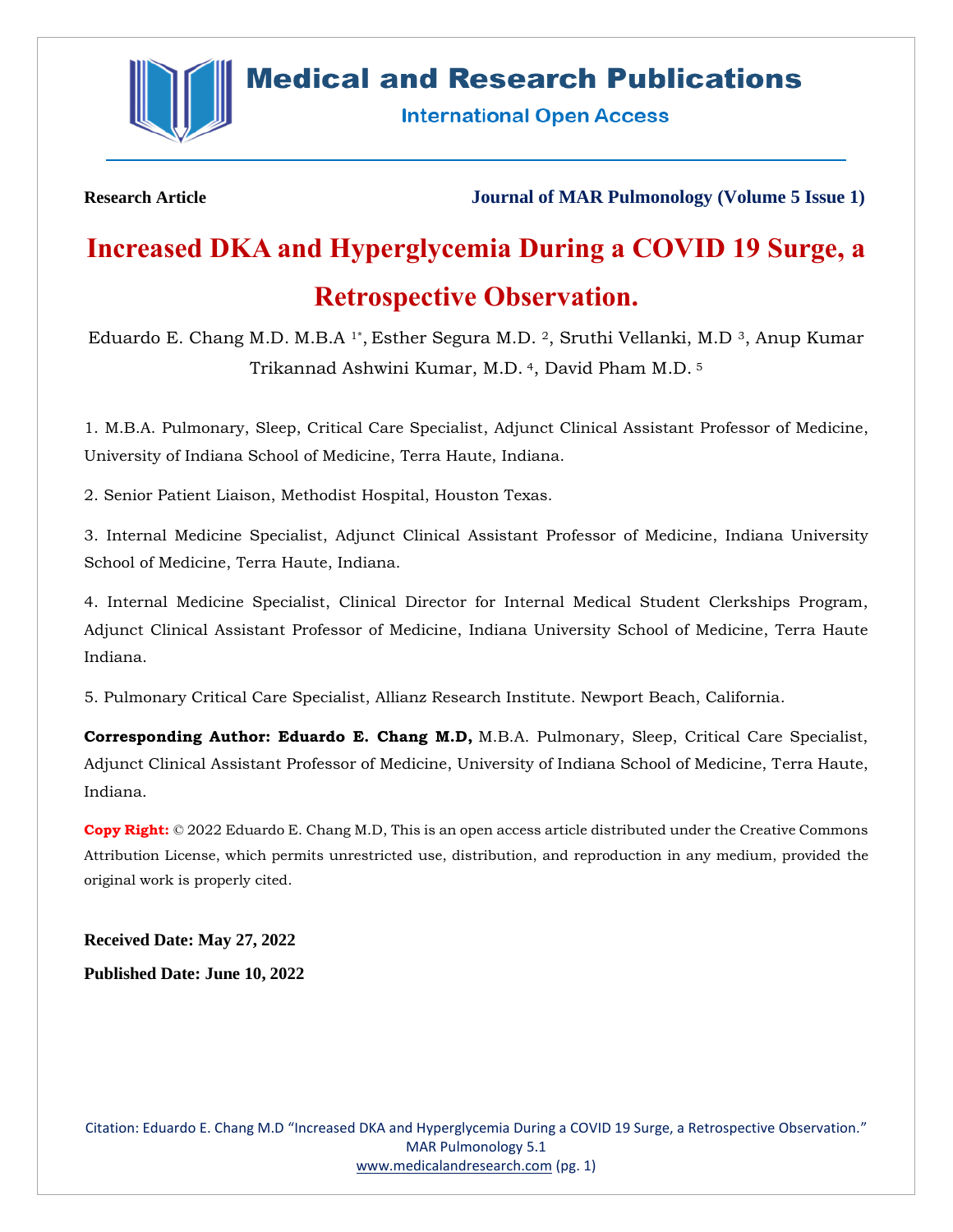Research Article

Journal of MAR Pulmonology (Volume 5 Issue 1)

# Increased DKA and Hyperglycemia During a COVID 19 Surge, a Retrospective Observation.

Eduardo E. Chang M.D. M.B.A [1*], Esther Segura M.D. [2], Sruthi Vellanki, M.D [3], Anup Kumar Trikannad Ashwini Kumar, M.D. [4], David Pham M.D. [5]

1. M.B.A. Pulmonary, Sleep, Critical Care Specialist, Adjunct Clinical Assistant Professor of Medicine, University of Indiana School of Medicine, Terra Haute, Indiana.

2. Senior Patient Liaison, Methodist Hospital, Houston Texas.

3. Internal Medicine Specialist, Adjunct Clinical Assistant Professor of Medicine, Indiana University School of Medicine, Terra Haute, Indiana.

4. Internal Medicine Specialist, Clinical Director for Internal Medical Student Clerkships Program, Adjunct Clinical Assistant Professor of Medicine, Indiana University School of Medicine, Terra Haute Indiana.

5. Pulmonary Critical Care Specialist, Allianz Research Institute. Newport Beach, California.

**Corresponding Author: Eduardo E. Chang M.D,** M.B.A. Pulmonary, Sleep, Critical Care Specialist, Adjunct Clinical Assistant Professor of Medicine, University of Indiana School of Medicine, Terra Haute, Indiana.

**Copy Right:** © 2022 Eduardo E. Chang M.D, This is an open access article distributed under the Creative Commons Attribution License, which permits unrestricted use, distribution, and reproduction in any medium, provided the original work is properly cited.

**Received Date: May 27, 2022**

**Published Date: June 10, 2022**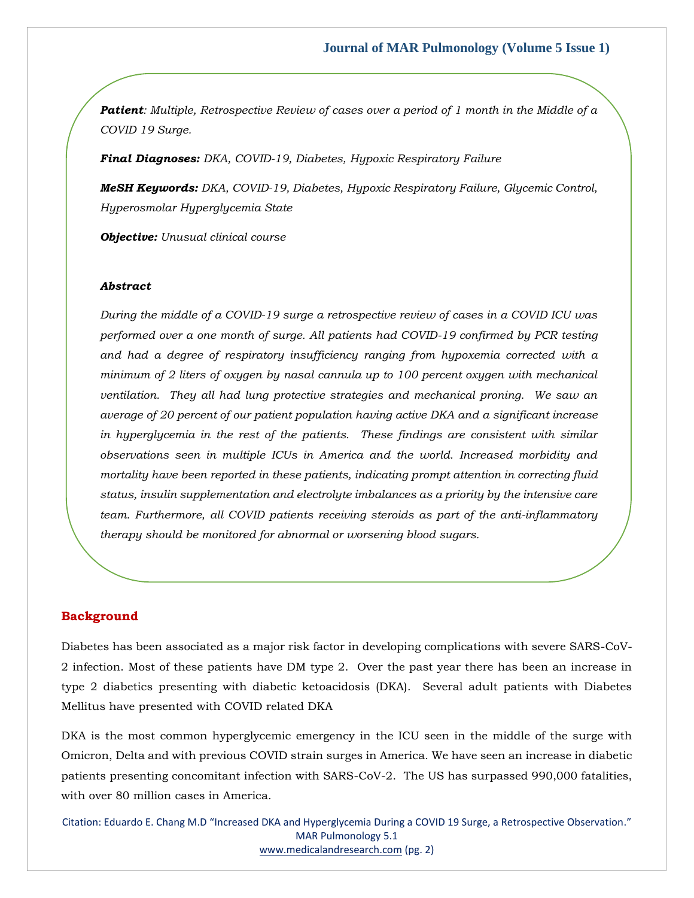***Patient**: Multiple, Retrospective Review of cases over a period of 1 month in the Middle of a COVID 19 Surge.*

***Final Diagnoses:** DKA, COVID-19, Diabetes, Hypoxic Respiratory Failure*

***MeSH Keywords:** DKA, COVID-19, Diabetes, Hypoxic Respiratory Failure, Glycemic Control, Hyperosmolar Hyperglycemia State*

***Objective:** Unusual clinical course*

***Abstract***

*During the middle of a COVID-19 surge a retrospective review of cases in a COVID ICU was performed over a one month of surge. All patients had COVID-19 confirmed by PCR testing and had a degree of respiratory insufficiency ranging from hypoxemia corrected with a minimum of 2 liters of oxygen by nasal cannula up to 100 percent oxygen with mechanical ventilation. They all had lung protective strategies and mechanical proning. We saw an average of 20 percent of our patient population having active DKA and a significant increase in hyperglycemia in the rest of the patients. These findings are consistent with similar observations seen in multiple ICUs in America and the world. Increased morbidity and mortality have been reported in these patients, indicating prompt attention in correcting fluid status, insulin supplementation and electrolyte imbalances as a priority by the intensive care team. Furthermore, all COVID patients receiving steroids as part of the anti-inflammatory therapy should be monitored for abnormal or worsening blood sugars.*

## Background

Diabetes has been associated as a major risk factor in developing complications with severe SARS-CoV-2 infection. Most of these patients have DM type 2. Over the past year there has been an increase in type 2 diabetics presenting with diabetic ketoacidosis (DKA). Several adult patients with Diabetes Mellitus have presented with COVID related DKA

DKA is the most common hyperglycemic emergency in the ICU seen in the middle of the surge with Omicron, Delta and with previous COVID strain surges in America. We have seen an increase in diabetic patients presenting concomitant infection with SARS-CoV-2. The US has surpassed 990,000 fatalities, with over 80 million cases in America.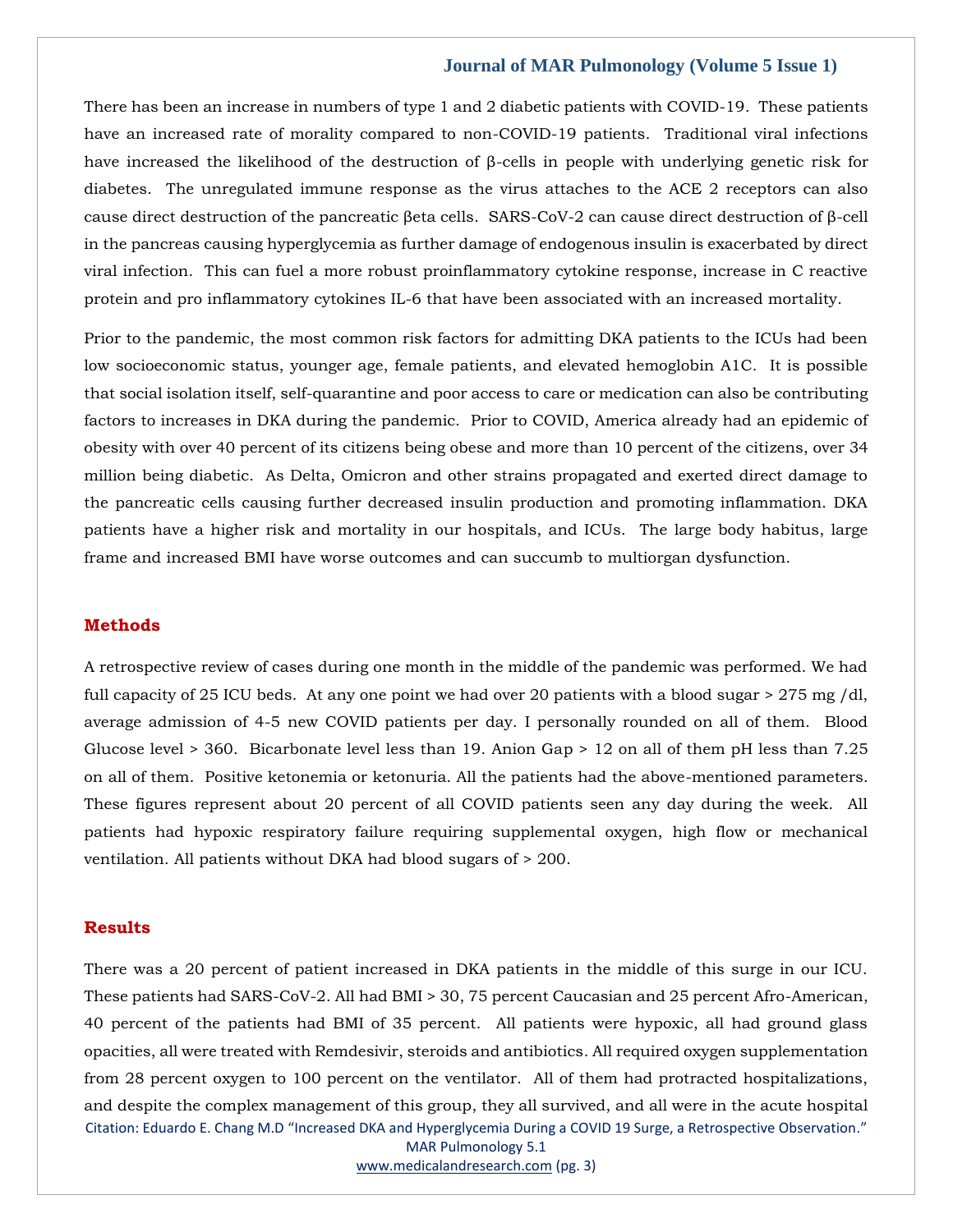There has been an increase in numbers of type 1 and 2 diabetic patients with COVID-19. These patients have an increased rate of morality compared to non-COVID-19 patients. Traditional viral infections have increased the likelihood of the destruction of β-cells in people with underlying genetic risk for diabetes. The unregulated immune response as the virus attaches to the ACE 2 receptors can also cause direct destruction of the pancreatic βeta cells. SARS-CoV-2 can cause direct destruction of β-cell in the pancreas causing hyperglycemia as further damage of endogenous insulin is exacerbated by direct viral infection. This can fuel a more robust proinflammatory cytokine response, increase in C reactive protein and pro inflammatory cytokines IL-6 that have been associated with an increased mortality.

Prior to the pandemic, the most common risk factors for admitting DKA patients to the ICUs had been low socioeconomic status, younger age, female patients, and elevated hemoglobin A1C. It is possible that social isolation itself, self-quarantine and poor access to care or medication can also be contributing factors to increases in DKA during the pandemic. Prior to COVID, America already had an epidemic of obesity with over 40 percent of its citizens being obese and more than 10 percent of the citizens, over 34 million being diabetic. As Delta, Omicron and other strains propagated and exerted direct damage to the pancreatic cells causing further decreased insulin production and promoting inflammation. DKA patients have a higher risk and mortality in our hospitals, and ICUs. The large body habitus, large frame and increased BMI have worse outcomes and can succumb to multiorgan dysfunction.

## Methods

A retrospective review of cases during one month in the middle of the pandemic was performed. We had full capacity of 25 ICU beds. At any one point we had over 20 patients with a blood sugar > 275 mg /dl, average admission of 4-5 new COVID patients per day. I personally rounded on all of them. Blood Glucose level > 360. Bicarbonate level less than 19. Anion Gap > 12 on all of them pH less than 7.25 on all of them. Positive ketonemia or ketonuria. All the patients had the above-mentioned parameters. These figures represent about 20 percent of all COVID patients seen any day during the week. All patients had hypoxic respiratory failure requiring supplemental oxygen, high flow or mechanical ventilation. All patients without DKA had blood sugars of > 200.

## Results

There was a 20 percent of patient increased in DKA patients in the middle of this surge in our ICU. These patients had SARS-CoV-2. All had BMI > 30, 75 percent Caucasian and 25 percent Afro-American, 40 percent of the patients had BMI of 35 percent. All patients were hypoxic, all had ground glass opacities, all were treated with Remdesivir, steroids and antibiotics. All required oxygen supplementation from 28 percent oxygen to 100 percent on the ventilator. All of them had protracted hospitalizations, and despite the complex management of this group, they all survived, and all were in the acute hospital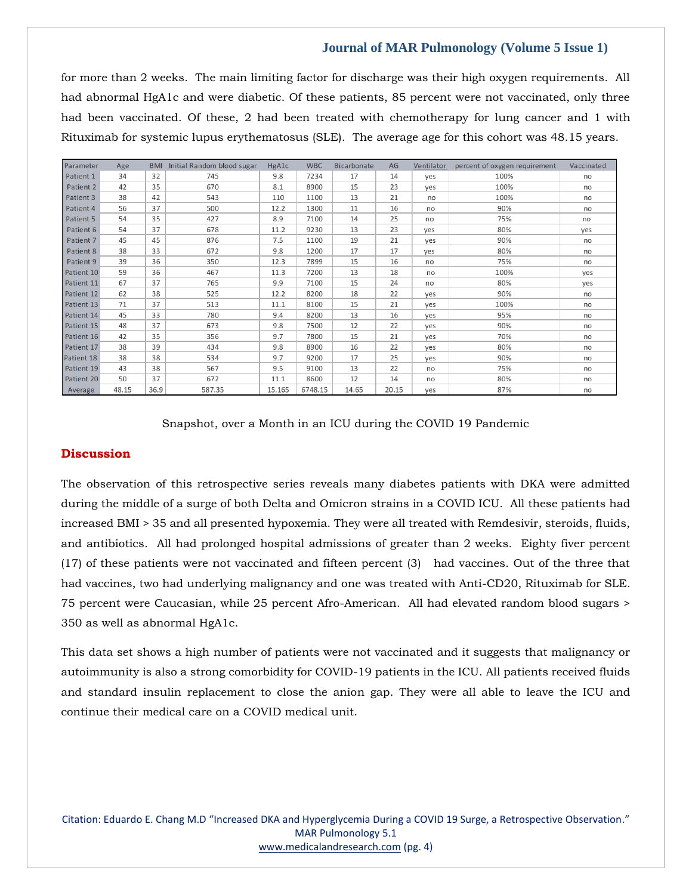for more than 2 weeks. The main limiting factor for discharge was their high oxygen requirements. All had abnormal HgA1c and were diabetic. Of these patients, 85 percent were not vaccinated, only three had been vaccinated. Of these, 2 had been treated with chemotherapy for lung cancer and 1 with Rituximab for systemic lupus erythematosus (SLE). The average age for this cohort was 48.15 years.

| Parameter | Age | BMI | Initial Random blood sugar | HgA1c | WBC | Bicarbonate | AG | Ventilator | percent of oxygen requirement | Vaccinated |
|---|---|---|---|---|---|---|---|---|---|---|
| Patient 1 | 34 | 32 | 745 | 9.8 | 7234 | 17 | 14 | yes | 100% | no |
| Patient 2 | 42 | 35 | 670 | 8.1 | 8900 | 15 | 23 | yes | 100% | no |
| Patient 3 | 38 | 42 | 543 | 110 | 1100 | 13 | 21 | no | 100% | no |
| Patient 4 | 56 | 37 | 500 | 12.2 | 1300 | 11 | 16 | no | 90% | no |
| Patient 5 | 54 | 35 | 427 | 8.9 | 7100 | 14 | 25 | no | 75% | no |
| Patient 6 | 54 | 37 | 678 | 11.2 | 9230 | 13 | 23 | yes | 80% | yes |
| Patient 7 | 45 | 45 | 876 | 7.5 | 1100 | 19 | 21 | yes | 90% | no |
| Patient 8 | 38 | 33 | 672 | 9.8 | 1200 | 17 | 17 | yes | 80% | no |
| Patient 9 | 39 | 36 | 350 | 12.3 | 7899 | 15 | 16 | no | 75% | no |
| Patient 10 | 59 | 36 | 467 | 11.3 | 7200 | 13 | 18 | no | 100% | yes |
| Patient 11 | 67 | 37 | 765 | 9.9 | 7100 | 15 | 24 | no | 80% | yes |
| Patient 12 | 62 | 38 | 525 | 12.2 | 8200 | 18 | 22 | yes | 90% | no |
| Patient 13 | 71 | 37 | 513 | 11.1 | 8100 | 15 | 21 | yes | 100% | no |
| Patient 14 | 45 | 33 | 780 | 9.4 | 8200 | 13 | 16 | yes | 95% | no |
| Patient 15 | 48 | 37 | 673 | 9.8 | 7500 | 12 | 22 | yes | 90% | no |
| Patient 16 | 42 | 35 | 356 | 9.7 | 7800 | 15 | 21 | yes | 70% | no |
| Patient 17 | 38 | 39 | 434 | 9.8 | 8900 | 16 | 22 | yes | 80% | no |
| Patient 18 | 38 | 38 | 534 | 9.7 | 9200 | 17 | 25 | yes | 90% | no |
| Patient 19 | 43 | 38 | 567 | 9.5 | 9100 | 13 | 22 | no | 75% | no |
| Patient 20 | 50 | 37 | 672 | 11.1 | 8600 | 12 | 14 | no | 80% | no |
| Average | 48.15 | 36.9 | 587.35 | 15.165 | 6748.15 | 14.65 | 20.15 | yes | 87% | no |

Snapshot, over a Month in an ICU during the COVID 19 Pandemic

## Discussion

The observation of this retrospective series reveals many diabetes patients with DKA were admitted during the middle of a surge of both Delta and Omicron strains in a COVID ICU. All these patients had increased BMI > 35 and all presented hypoxemia. They were all treated with Remdesivir, steroids, fluids, and antibiotics. All had prolonged hospital admissions of greater than 2 weeks. Eighty fiver percent (17) of these patients were not vaccinated and fifteen percent (3) had vaccines. Out of the three that had vaccines, two had underlying malignancy and one was treated with Anti-CD20, Rituximab for SLE. 75 percent were Caucasian, while 25 percent Afro-American. All had elevated random blood sugars > 350 as well as abnormal HgA1c.

This data set shows a high number of patients were not vaccinated and it suggests that malignancy or autoimmunity is also a strong comorbidity for COVID-19 patients in the ICU. All patients received fluids and standard insulin replacement to close the anion gap. They were all able to leave the ICU and continue their medical care on a COVID medical unit.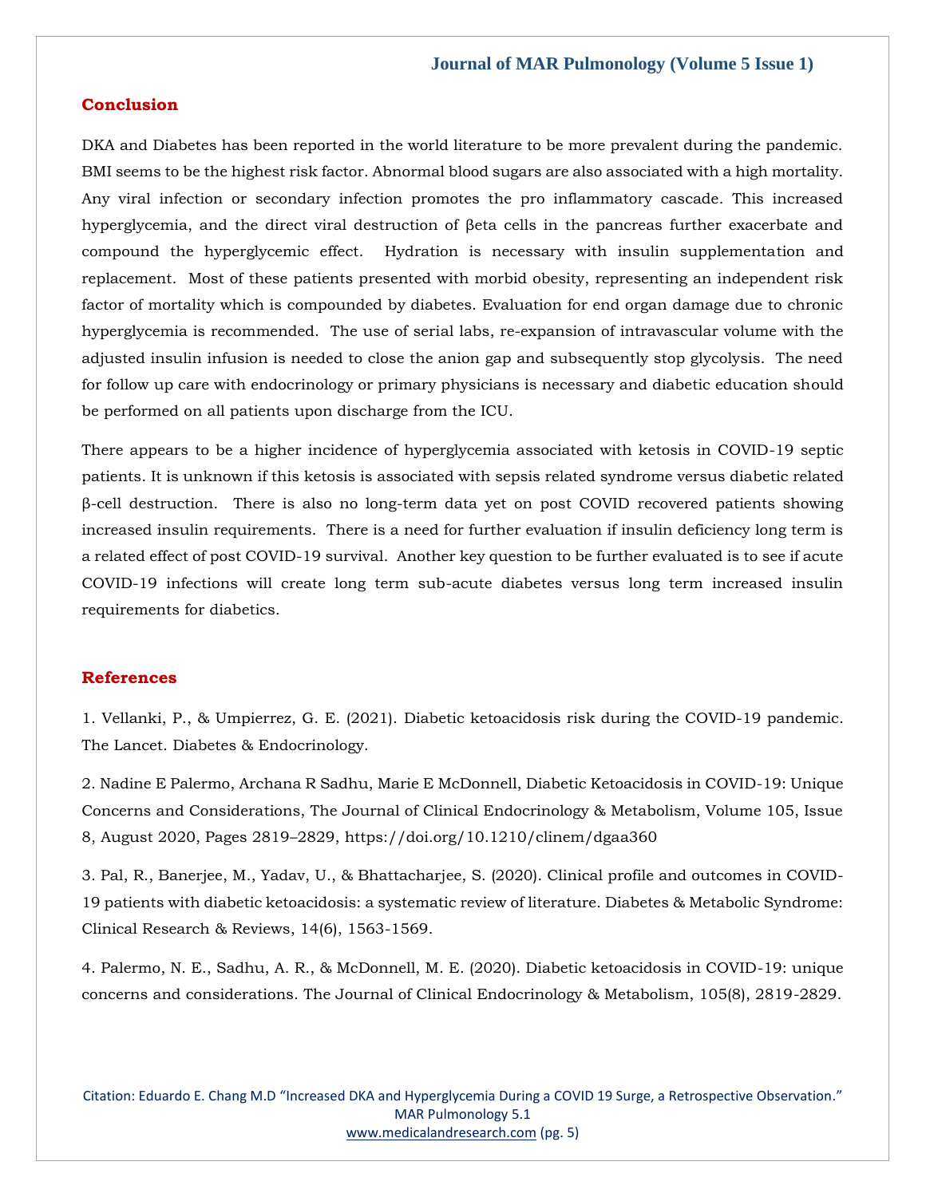## Conclusion

DKA and Diabetes has been reported in the world literature to be more prevalent during the pandemic. BMI seems to be the highest risk factor. Abnormal blood sugars are also associated with a high mortality. Any viral infection or secondary infection promotes the pro inflammatory cascade. This increased hyperglycemia, and the direct viral destruction of βeta cells in the pancreas further exacerbate and compound the hyperglycemic effect. Hydration is necessary with insulin supplementation and replacement. Most of these patients presented with morbid obesity, representing an independent risk factor of mortality which is compounded by diabetes. Evaluation for end organ damage due to chronic hyperglycemia is recommended. The use of serial labs, re-expansion of intravascular volume with the adjusted insulin infusion is needed to close the anion gap and subsequently stop glycolysis. The need for follow up care with endocrinology or primary physicians is necessary and diabetic education should be performed on all patients upon discharge from the ICU.

There appears to be a higher incidence of hyperglycemia associated with ketosis in COVID-19 septic patients. It is unknown if this ketosis is associated with sepsis related syndrome versus diabetic related β-cell destruction. There is also no long-term data yet on post COVID recovered patients showing increased insulin requirements. There is a need for further evaluation if insulin deficiency long term is a related effect of post COVID-19 survival. Another key question to be further evaluated is to see if acute COVID-19 infections will create long term sub-acute diabetes versus long term increased insulin requirements for diabetics.

## References

1. Vellanki, P., & Umpierrez, G. E. (2021). Diabetic ketoacidosis risk during the COVID-19 pandemic. The Lancet. Diabetes & Endocrinology.

2. Nadine E Palermo, Archana R Sadhu, Marie E McDonnell, Diabetic Ketoacidosis in COVID-19: Unique Concerns and Considerations, The Journal of Clinical Endocrinology & Metabolism, Volume 105, Issue 8, August 2020, Pages 2819–2829, https://doi.org/10.1210/clinem/dgaa360

3. Pal, R., Banerjee, M., Yadav, U., & Bhattacharjee, S. (2020). Clinical profile and outcomes in COVID-19 patients with diabetic ketoacidosis: a systematic review of literature. Diabetes & Metabolic Syndrome: Clinical Research & Reviews, 14(6), 1563-1569.

4. Palermo, N. E., Sadhu, A. R., & McDonnell, M. E. (2020). Diabetic ketoacidosis in COVID-19: unique concerns and considerations. The Journal of Clinical Endocrinology & Metabolism, 105(8), 2819-2829.